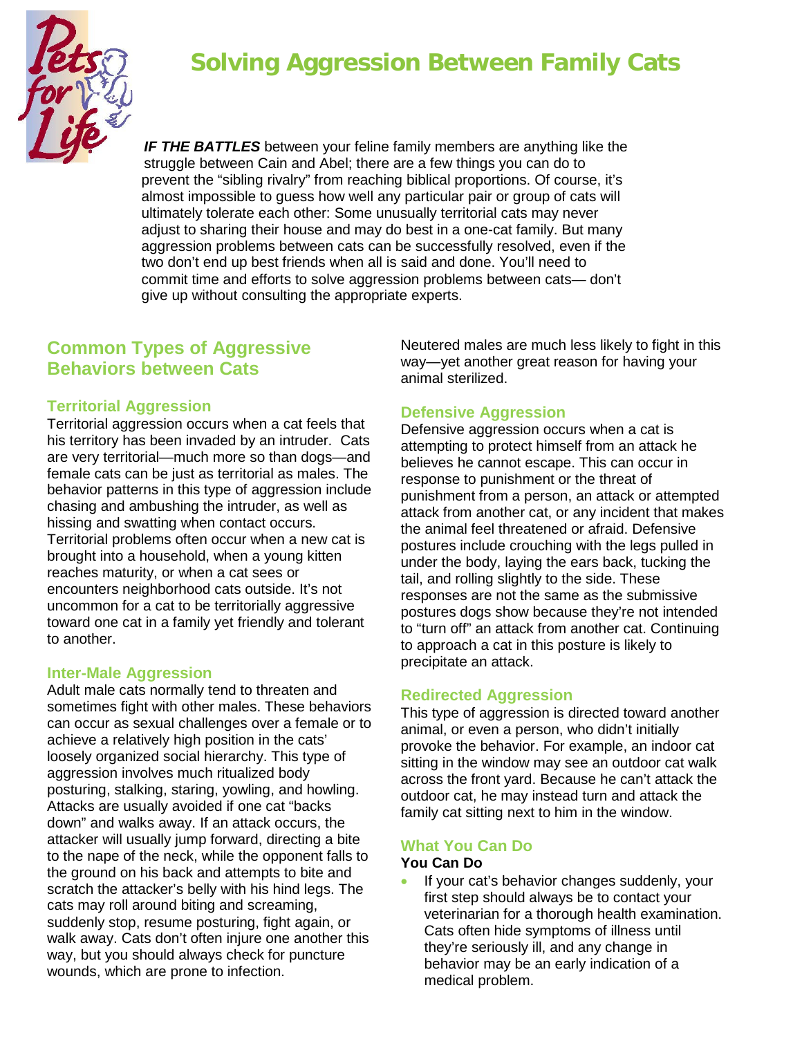# Solving Aggression Between Family Cats

***IF THE BATTLES*** between your feline family members are anything like the struggle between Cain and Abel; there are a few things you can do to prevent the "sibling rivalry" from reaching biblical proportions. Of course, it's almost impossible to guess how well any particular pair or group of cats will ultimately tolerate each other: Some unusually territorial cats may never adjust to sharing their house and may do best in a one-cat family. But many aggression problems between cats can be successfully resolved, even if the two don't end up best friends when all is said and done. You'll need to commit time and efforts to solve aggression problems between cats— don't give up without consulting the appropriate experts.

## Common Types of Aggressive Behaviors between Cats

### Territorial Aggression

Territorial aggression occurs when a cat feels that his territory has been invaded by an intruder. Cats are very territorial—much more so than dogs—and female cats can be just as territorial as males. The behavior patterns in this type of aggression include chasing and ambushing the intruder, as well as hissing and swatting when contact occurs. Territorial problems often occur when a new cat is brought into a household, when a young kitten reaches maturity, or when a cat sees or encounters neighborhood cats outside. It's not uncommon for a cat to be territorially aggressive toward one cat in a family yet friendly and tolerant to another.

### Inter-Male Aggression

Adult male cats normally tend to threaten and sometimes fight with other males. These behaviors can occur as sexual challenges over a female or to achieve a relatively high position in the cats' loosely organized social hierarchy. This type of aggression involves much ritualized body posturing, stalking, staring, yowling, and howling. Attacks are usually avoided if one cat "backs down" and walks away. If an attack occurs, the attacker will usually jump forward, directing a bite to the nape of the neck, while the opponent falls to the ground on his back and attempts to bite and scratch the attacker's belly with his hind legs. The cats may roll around biting and screaming, suddenly stop, resume posturing, fight again, or walk away. Cats don't often injure one another this way, but you should always check for puncture wounds, which are prone to infection. Neutered males are much less likely to fight in this way—yet another great reason for having your animal sterilized.

### Defensive Aggression

Defensive aggression occurs when a cat is attempting to protect himself from an attack he believes he cannot escape. This can occur in response to punishment or the threat of punishment from a person, an attack or attempted attack from another cat, or any incident that makes the animal feel threatened or afraid. Defensive postures include crouching with the legs pulled in under the body, laying the ears back, tucking the tail, and rolling slightly to the side. These responses are not the same as the submissive postures dogs show because they're not intended to "turn off" an attack from another cat. Continuing to approach a cat in this posture is likely to precipitate an attack.

### Redirected Aggression

This type of aggression is directed toward another animal, or even a person, who didn't initially provoke the behavior. For example, an indoor cat sitting in the window may see an outdoor cat walk across the front yard. Because he can't attack the outdoor cat, he may instead turn and attack the family cat sitting next to him in the window.

### What You Can Do

**You Can Do**

- If your cat's behavior changes suddenly, your first step should always be to contact your veterinarian for a thorough health examination. Cats often hide symptoms of illness until they're seriously ill, and any change in behavior may be an early indication of a medical problem.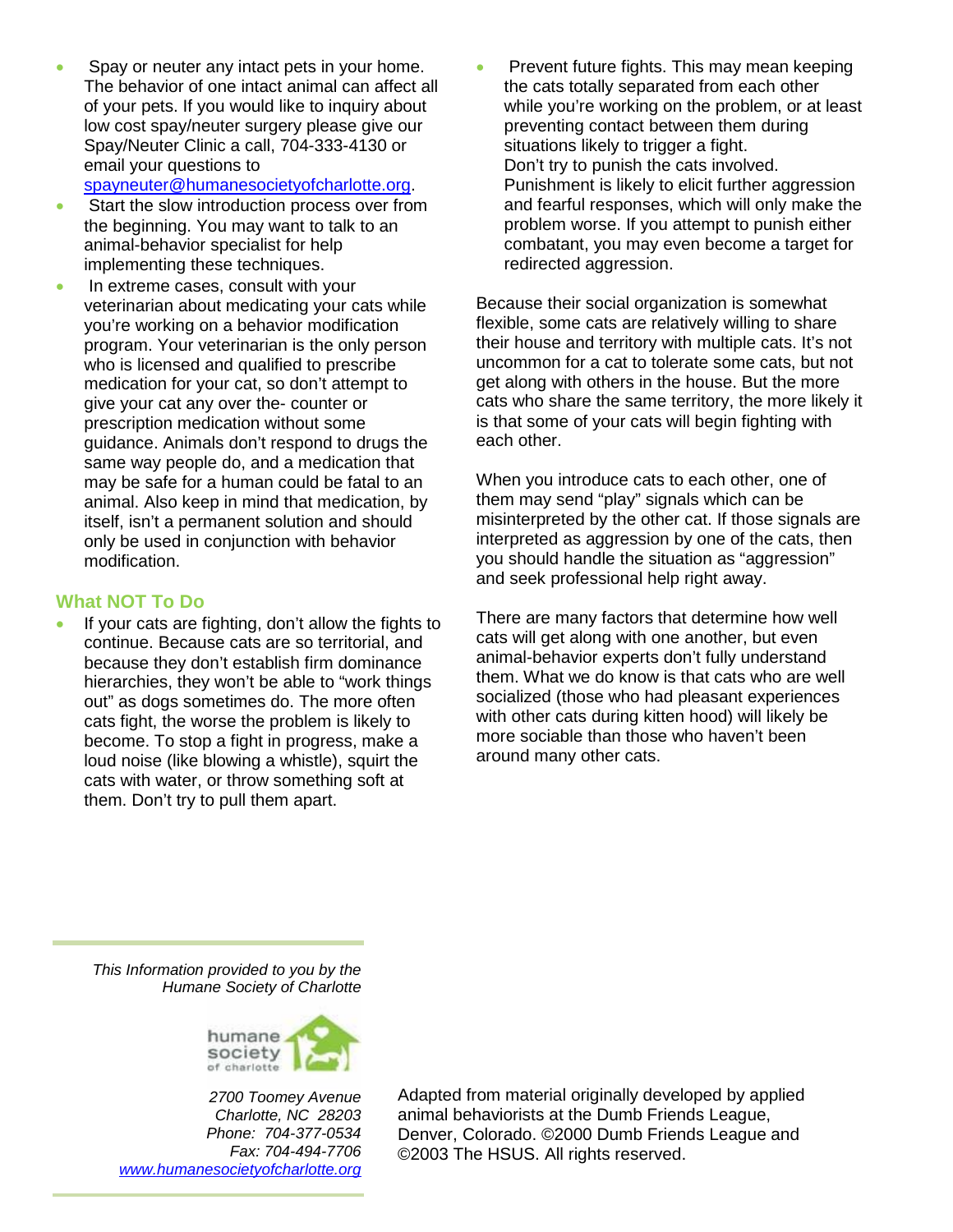- Spay or neuter any intact pets in your home. The behavior of one intact animal can affect all of your pets. If you would like to inquiry about low cost spay/neuter surgery please give our Spay/Neuter Clinic a call, 704-333-4130 or email your questions to spayneuter@humanesocietyofcharlotte.org.
- Start the slow introduction process over from the beginning. You may want to talk to an animal-behavior specialist for help implementing these techniques.
- In extreme cases, consult with your veterinarian about medicating your cats while you're working on a behavior modification program. Your veterinarian is the only person who is licensed and qualified to prescribe medication for your cat, so don't attempt to give your cat any over the- counter or prescription medication without some guidance. Animals don't respond to drugs the same way people do, and a medication that may be safe for a human could be fatal to an animal. Also keep in mind that medication, by itself, isn't a permanent solution and should only be used in conjunction with behavior modification.

## What NOT To Do

- If your cats are fighting, don't allow the fights to continue. Because cats are so territorial, and because they don't establish firm dominance hierarchies, they won't be able to "work things out" as dogs sometimes do. The more often cats fight, the worse the problem is likely to become. To stop a fight in progress, make a loud noise (like blowing a whistle), squirt the cats with water, or throw something soft at them. Don't try to pull them apart.
- Prevent future fights. This may mean keeping the cats totally separated from each other while you're working on the problem, or at least preventing contact between them during situations likely to trigger a fight. Don't try to punish the cats involved. Punishment is likely to elicit further aggression and fearful responses, which will only make the problem worse. If you attempt to punish either combatant, you may even become a target for redirected aggression.

Because their social organization is somewhat flexible, some cats are relatively willing to share their house and territory with multiple cats. It's not uncommon for a cat to tolerate some cats, but not get along with others in the house. But the more cats who share the same territory, the more likely it is that some of your cats will begin fighting with each other.

When you introduce cats to each other, one of them may send "play" signals which can be misinterpreted by the other cat. If those signals are interpreted as aggression by one of the cats, then you should handle the situation as "aggression" and seek professional help right away.

There are many factors that determine how well cats will get along with one another, but even animal-behavior experts don't fully understand them. What we do know is that cats who are well socialized (those who had pleasant experiences with other cats during kitten hood) will likely be more sociable than those who haven't been around many other cats.

*This Information provided to you by the Humane Society of Charlotte*

humane society of charlotte

*2700 Toomey Avenue*
*Charlotte, NC 28203*
*Phone: 704-377-0534*
*Fax: 704-494-7706*
*www.humanesocietyofcharlotte.org*

Adapted from material originally developed by applied animal behaviorists at the Dumb Friends League, Denver, Colorado. ©2000 Dumb Friends League and ©2003 The HSUS. All rights reserved.